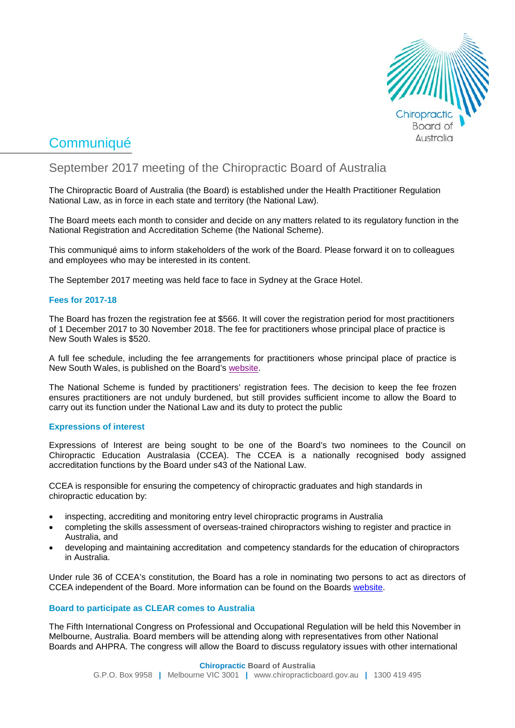# Communiqué

## September 2017 meeting of the Chiropractic Board of Australia

The Chiropractic Board of Australia (the Board) is established under the Health Practitioner Regulation National Law, as in force in each state and territory (the National Law).

The Board meets each month to consider and decide on any matters related to its regulatory function in the National Registration and Accreditation Scheme (the National Scheme).

This communiqué aims to inform stakeholders of the work of the Board. Please forward it on to colleagues and employees who may be interested in its content.

The September 2017 meeting was held face to face in Sydney at the Grace Hotel.

### Fees for 2017-18

The Board has frozen the registration fee at $566. It will cover the registration period for most practitioners of 1 December 2017 to 30 November 2018. The fee for practitioners whose principal place of practice is New South Wales is $520.

A full fee schedule, including the fee arrangements for practitioners whose principal place of practice is New South Wales, is published on the Board's website.

The National Scheme is funded by practitioners' registration fees. The decision to keep the fee frozen ensures practitioners are not unduly burdened, but still provides sufficient income to allow the Board to carry out its function under the National Law and its duty to protect the public

### Expressions of interest

Expressions of Interest are being sought to be one of the Board's two nominees to the Council on Chiropractic Education Australasia (CCEA). The CCEA is a nationally recognised body assigned accreditation functions by the Board under s43 of the National Law.

CCEA is responsible for ensuring the competency of chiropractic graduates and high standards in chiropractic education by:

- inspecting, accrediting and monitoring entry level chiropractic programs in Australia
- completing the skills assessment of overseas-trained chiropractors wishing to register and practice in Australia, and
- developing and maintaining accreditation and competency standards for the education of chiropractors in Australia.

Under rule 36 of CCEA's constitution, the Board has a role in nominating two persons to act as directors of CCEA independent of the Board. More information can be found on the Boards website.

### Board to participate as CLEAR comes to Australia

The Fifth International Congress on Professional and Occupational Regulation will be held this November in Melbourne, Australia. Board members will be attending along with representatives from other National Boards and AHPRA. The congress will allow the Board to discuss regulatory issues with other international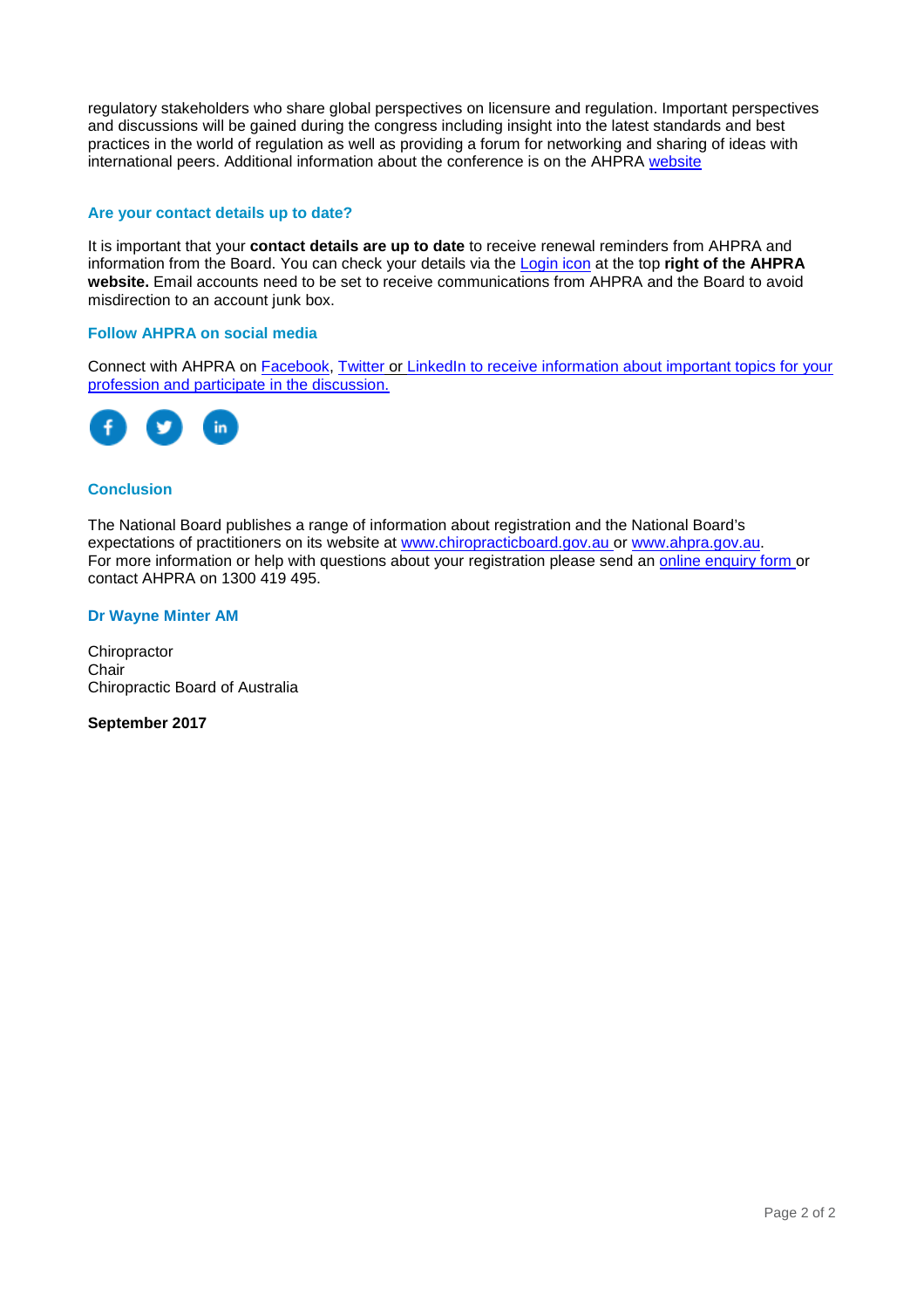regulatory stakeholders who share global perspectives on licensure and regulation. Important perspectives and discussions will be gained during the congress including insight into the latest standards and best practices in the world of regulation as well as providing a forum for networking and sharing of ideas with international peers. Additional information about the conference is on the AHPRA website

### Are your contact details up to date?

It is important that your **contact details are up to date** to receive renewal reminders from AHPRA and information from the Board. You can check your details via the Login icon at the top **right of the AHPRA website.** Email accounts need to be set to receive communications from AHPRA and the Board to avoid misdirection to an account junk box.

### Follow AHPRA on social media

Connect with AHPRA on Facebook, Twitter or LinkedIn to receive information about important topics for your profession and participate in the discussion.

### Conclusion

The National Board publishes a range of information about registration and the National Board's expectations of practitioners on its website at www.chiropracticboard.gov.au or www.ahpra.gov.au.
For more information or help with questions about your registration please send an online enquiry form or contact AHPRA on 1300 419 495.

### Dr Wayne Minter AM

Chiropractor
Chair
Chiropractic Board of Australia

**September 2017**